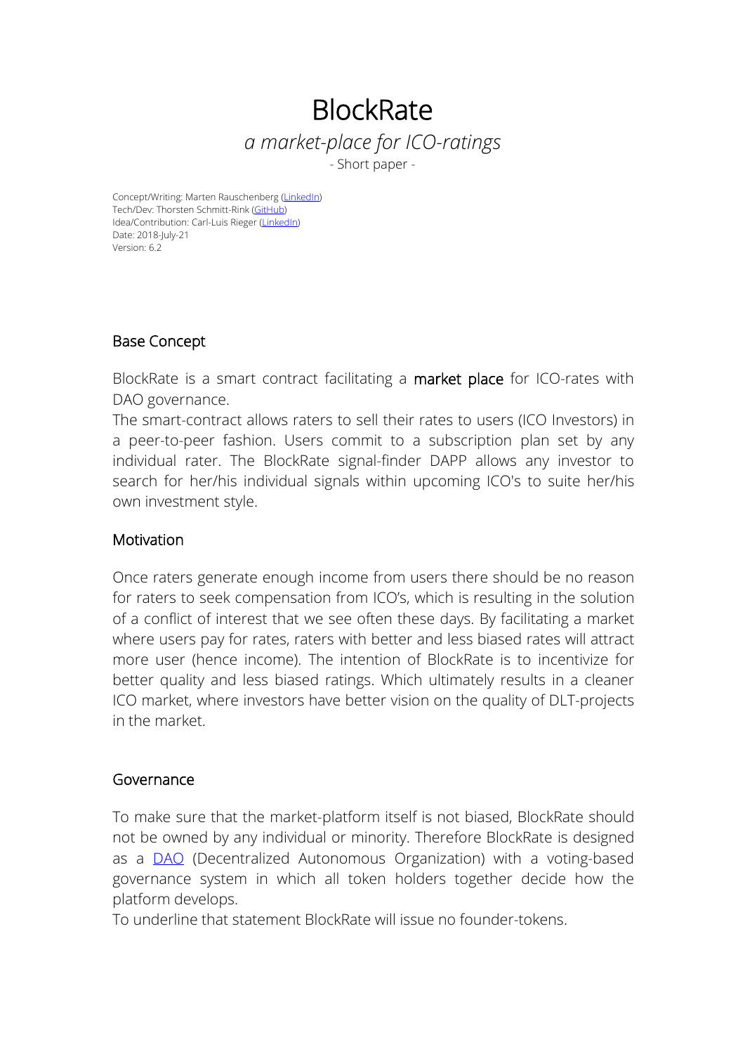# BlockRate

*a market-place for ICO-ratings*

- Short paper -

Concept/Writing: Marten Rauschenberg (LinkedIn)
Tech/Dev: Thorsten Schmitt-Rink (GitHub)
Idea/Contribution: Carl-Luis Rieger (LinkedIn)
Date: 2018-July-21
Version: 6.2

## Base Concept

BlockRate is a smart contract facilitating a **market place** for ICO-rates with DAO governance.
The smart-contract allows raters to sell their rates to users (ICO Investors) in a peer-to-peer fashion. Users commit to a subscription plan set by any individual rater. The BlockRate signal-finder DAPP allows any investor to search for her/his individual signals within upcoming ICO's to suite her/his own investment style.

## Motivation

Once raters generate enough income from users there should be no reason for raters to seek compensation from ICO's, which is resulting in the solution of a conflict of interest that we see often these days. By facilitating a market where users pay for rates, raters with better and less biased rates will attract more user (hence income). The intention of BlockRate is to incentivize for better quality and less biased ratings. Which ultimately results in a cleaner ICO market, where investors have better vision on the quality of DLT-projects in the market.

## Governance

To make sure that the market-platform itself is not biased, BlockRate should not be owned by any individual or minority. Therefore BlockRate is designed as a DAO (Decentralized Autonomous Organization) with a voting-based governance system in which all token holders together decide how the platform develops.
To underline that statement BlockRate will issue no founder-tokens.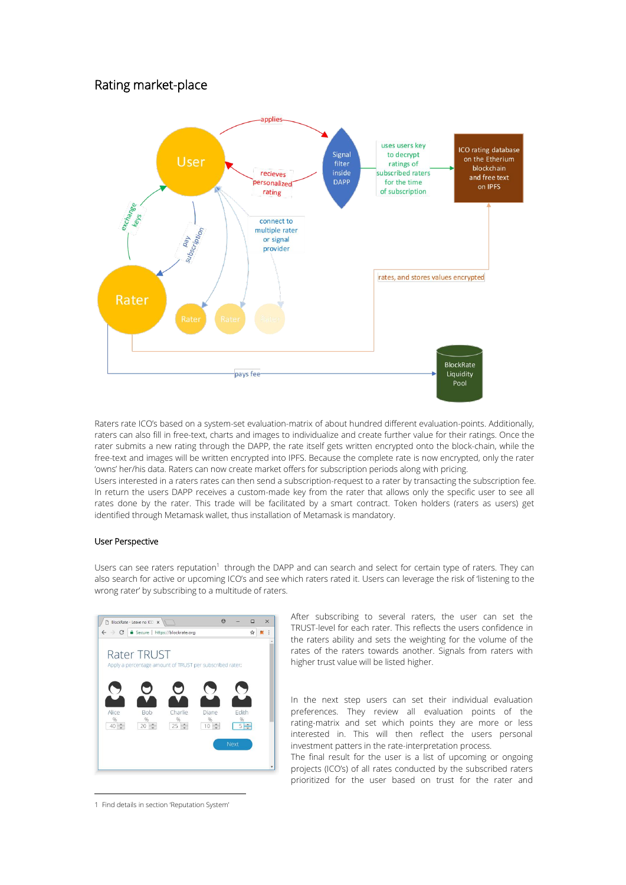## Rating market-place

Raters rate ICO's based on a system-set evaluation-matrix of about hundred different evaluation-points. Additionally, raters can also fill in free-text, charts and images to individualize and create further value for their ratings. Once the rater submits a new rating through the DAPP, the rate itself gets written encrypted onto the block-chain, while the free-text and images will be written encrypted into IPFS. Because the complete rate is now encrypted, only the rater 'owns' her/his data. Raters can now create market offers for subscription periods along with pricing.
Users interested in a raters rates can then send a subscription-request to a rater by transacting the subscription fee. In return the users DAPP receives a custom-made key from the rater that allows only the specific user to see all rates done by the rater. This trade will be facilitated by a smart contract. Token holders (raters as users) get identified through Metamask wallet, thus installation of Metamask is mandatory.

### User Perspective

Users can see raters reputation[1] through the DAPP and can search and select for certain type of raters. They can also search for active or upcoming ICO's and see which raters rated it. Users can leverage the risk of 'listening to the wrong rater' by subscribing to a multitude of raters.

After subscribing to several raters, the user can set the TRUST-level for each rater. This reflects the users confidence in the raters ability and sets the weighting for the volume of the rates of the raters towards another. Signals from raters with higher trust value will be listed higher.

In the next step users can set their individual evaluation preferences. They review all evaluation points of the rating-matrix and set which points they are more or less interested in. This will then reflect the users personal investment patters in the rate-interpretation process.
The final result for the user is a list of upcoming or ongoing projects (ICO's) of all rates conducted by the subscribed raters prioritized for the user based on trust for the rater and

1 Find details in section 'Reputation System'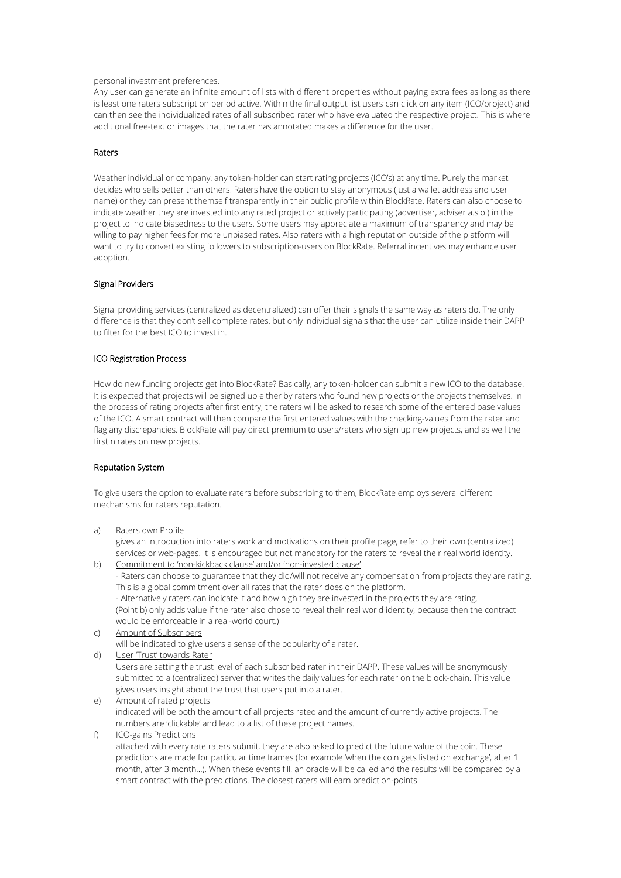personal investment preferences.
Any user can generate an infinite amount of lists with different properties without paying extra fees as long as there is least one raters subscription period active. Within the final output list users can click on any item (ICO/project) and can then see the individualized rates of all subscribed rater who have evaluated the respective project. This is where additional free-text or images that the rater has annotated makes a difference for the user.

### Raters

Weather individual or company, any token-holder can start rating projects (ICO's) at any time. Purely the market decides who sells better than others. Raters have the option to stay anonymous (just a wallet address and user name) or they can present themself transparently in their public profile within BlockRate. Raters can also choose to indicate weather they are invested into any rated project or actively participating (advertiser, adviser a.s.o.) in the project to indicate biasedness to the users. Some users may appreciate a maximum of transparency and may be willing to pay higher fees for more unbiased rates. Also raters with a high reputation outside of the platform will want to try to convert existing followers to subscription-users on BlockRate. Referral incentives may enhance user adoption.

### Signal Providers

Signal providing services (centralized as decentralized) can offer their signals the same way as raters do. The only difference is that they don't sell complete rates, but only individual signals that the user can utilize inside their DAPP to filter for the best ICO to invest in.

### ICO Registration Process

How do new funding projects get into BlockRate? Basically, any token-holder can submit a new ICO to the database. It is expected that projects will be signed up either by raters who found new projects or the projects themselves. In the process of rating projects after first entry, the raters will be asked to research some of the entered base values of the ICO. A smart contract will then compare the first entered values with the checking-values from the rater and flag any discrepancies. BlockRate will pay direct premium to users/raters who sign up new projects, and as well the first n rates on new projects.

### Reputation System

To give users the option to evaluate raters before subscribing to them, BlockRate employs several different mechanisms for raters reputation.

a) Raters own Profile
gives an introduction into raters work and motivations on their profile page, refer to their own (centralized) services or web-pages. It is encouraged but not mandatory for the raters to reveal their real world identity.

b) Commitment to 'non-kickback clause' and/or 'non-invested clause'
- Raters can choose to guarantee that they did/will not receive any compensation from projects they are rating. This is a global commitment over all rates that the rater does on the platform.
- Alternatively raters can indicate if and how high they are invested in the projects they are rating.
(Point b) only adds value if the rater also chose to reveal their real world identity, because then the contract would be enforceable in a real-world court.)

c) Amount of Subscribers
will be indicated to give users a sense of the popularity of a rater.

d) User 'Trust' towards Rater
Users are setting the trust level of each subscribed rater in their DAPP. These values will be anonymously submitted to a (centralized) server that writes the daily values for each rater on the block-chain. This value gives users insight about the trust that users put into a rater.

e) Amount of rated projects
indicated will be both the amount of all projects rated and the amount of currently active projects. The numbers are 'clickable' and lead to a list of these project names.

f) ICO-gains Predictions
attached with every rate raters submit, they are also asked to predict the future value of the coin. These predictions are made for particular time frames (for example 'when the coin gets listed on exchange', after 1 month, after 3 month…). When these events fill, an oracle will be called and the results will be compared by a smart contract with the predictions. The closest raters will earn prediction-points.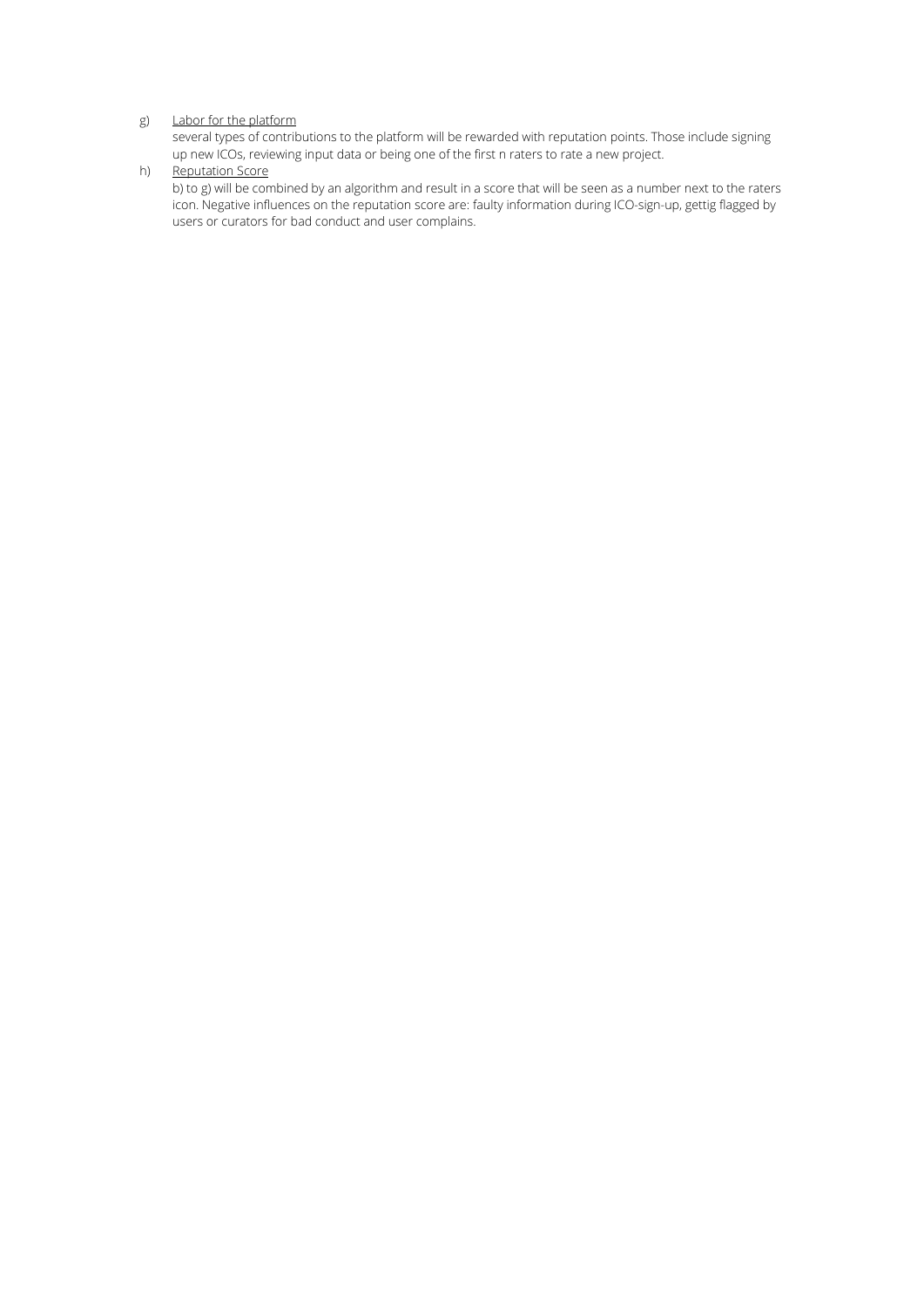g) <u>Labor for the platform</u>

several types of contributions to the platform will be rewarded with reputation points. Those include signing up new ICOs, reviewing input data or being one of the first n raters to rate a new project.

h) <u>Reputation Score</u>

b) to g) will be combined by an algorithm and result in a score that will be seen as a number next to the raters icon. Negative influences on the reputation score are: faulty information during ICO-sign-up, gettig flagged by users or curators for bad conduct and user complains.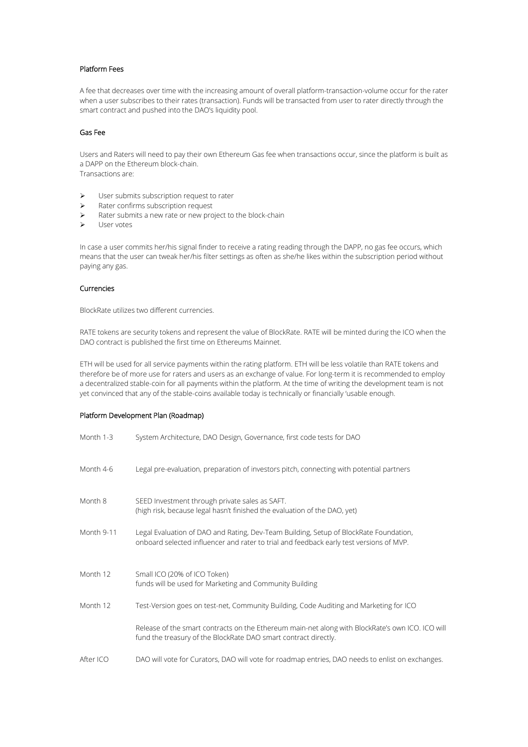### Platform Fees

A fee that decreases over time with the increasing amount of overall platform-transaction-volume occur for the rater when a user subscribes to their rates (transaction). Funds will be transacted from user to rater directly through the smart contract and pushed into the DAO's liquidity pool.

### Gas Fee

Users and Raters will need to pay their own Ethereum Gas fee when transactions occur, since the platform is built as a DAPP on the Ethereum block-chain.
Transactions are:

- User submits subscription request to rater
- Rater confirms subscription request
- Rater submits a new rate or new project to the block-chain
- User votes

In case a user commits her/his signal finder to receive a rating reading through the DAPP, no gas fee occurs, which means that the user can tweak her/his filter settings as often as she/he likes within the subscription period without paying any gas.

### Currencies

BlockRate utilizes two different currencies.

RATE tokens are security tokens and represent the value of BlockRate. RATE will be minted during the ICO when the DAO contract is published the first time on Ethereums Mainnet.

ETH will be used for all service payments within the rating platform. ETH will be less volatile than RATE tokens and therefore be of more use for raters and users as an exchange of value. For long-term it is recommended to employ a decentralized stable-coin for all payments within the platform. At the time of writing the development team is not yet convinced that any of the stable-coins available today is technically or financially 'usable enough.

### Platform Development Plan (Roadmap)

| | |
|---|---|
| Month 1-3 | System Architecture, DAO Design, Governance, first code tests for DAO |
| Month 4-6 | Legal pre-evaluation, preparation of investors pitch, connecting with potential partners |
| Month 8 | SEED Investment through private sales as SAFT.<br>(high risk, because legal hasn't finished the evaluation of the DAO, yet) |
| Month 9-11 | Legal Evaluation of DAO and Rating, Dev-Team Building, Setup of BlockRate Foundation, onboard selected influencer and rater to trial and feedback early test versions of MVP. |
| Month 12 | Small ICO (20% of ICO Token)<br>funds will be used for Marketing and Community Building |
| Month 12 | Test-Version goes on test-net, Community Building, Code Auditing and Marketing for ICO |
| | Release of the smart contracts on the Ethereum main-net along with BlockRate's own ICO. ICO will fund the treasury of the BlockRate DAO smart contract directly. |
| After ICO | DAO will vote for Curators, DAO will vote for roadmap entries, DAO needs to enlist on exchanges. |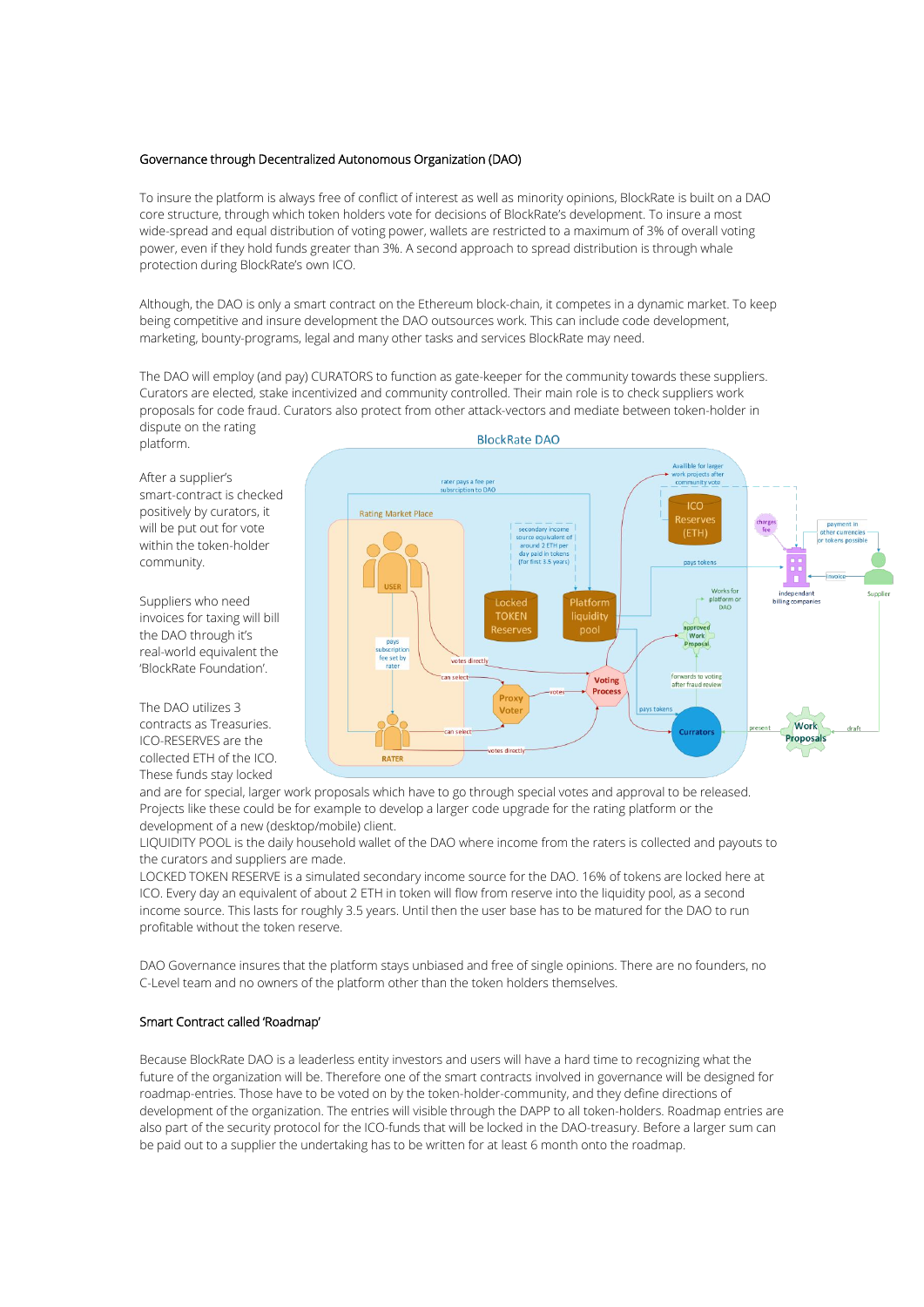## Governance through Decentralized Autonomous Organization (DAO)

To insure the platform is always free of conflict of interest as well as minority opinions, BlockRate is built on a DAO core structure, through which token holders vote for decisions of BlockRate's development. To insure a most wide-spread and equal distribution of voting power, wallets are restricted to a maximum of 3% of overall voting power, even if they hold funds greater than 3%. A second approach to spread distribution is through whale protection during BlockRate's own ICO.

Although, the DAO is only a smart contract on the Ethereum block-chain, it competes in a dynamic market. To keep being competitive and insure development the DAO outsources work. This can include code development, marketing, bounty-programs, legal and many other tasks and services BlockRate may need.

The DAO will employ (and pay) CURATORS to function as gate-keeper for the community towards these suppliers. Curators are elected, stake incentivized and community controlled. Their main role is to check suppliers work proposals for code fraud. Curators also protect from other attack-vectors and mediate between token-holder in dispute on the rating platform.

After a supplier's smart-contract is checked positively by curators, it will be put out for vote within the token-holder community.

Suppliers who need invoices for taxing will bill the DAO through it's real-world equivalent the 'BlockRate Foundation'.

The DAO utilizes 3 contracts as Treasuries. ICO-RESERVES are the collected ETH of the ICO. These funds stay locked and are for special, larger work proposals which have to go through special votes and approval to be released. Projects like these could be for example to develop a larger code upgrade for the rating platform or the development of a new (desktop/mobile) client.

LIQUIDITY POOL is the daily household wallet of the DAO where income from the raters is collected and payouts to the curators and suppliers are made.

LOCKED TOKEN RESERVE is a simulated secondary income source for the DAO. 16% of tokens are locked here at ICO. Every day an equivalent of about 2 ETH in token will flow from reserve into the liquidity pool, as a second income source. This lasts for roughly 3.5 years. Until then the user base has to be matured for the DAO to run profitable without the token reserve.

DAO Governance insures that the platform stays unbiased and free of single opinions. There are no founders, no C-Level team and no owners of the platform other than the token holders themselves.

## Smart Contract called 'Roadmap'

Because BlockRate DAO is a leaderless entity investors and users will have a hard time to recognizing what the future of the organization will be. Therefore one of the smart contracts involved in governance will be designed for roadmap-entries. Those have to be voted on by the token-holder-community, and they define directions of development of the organization. The entries will visible through the DAPP to all token-holders. Roadmap entries are also part of the security protocol for the ICO-funds that will be locked in the DAO-treasury. Before a larger sum can be paid out to a supplier the undertaking has to be written for at least 6 month onto the roadmap.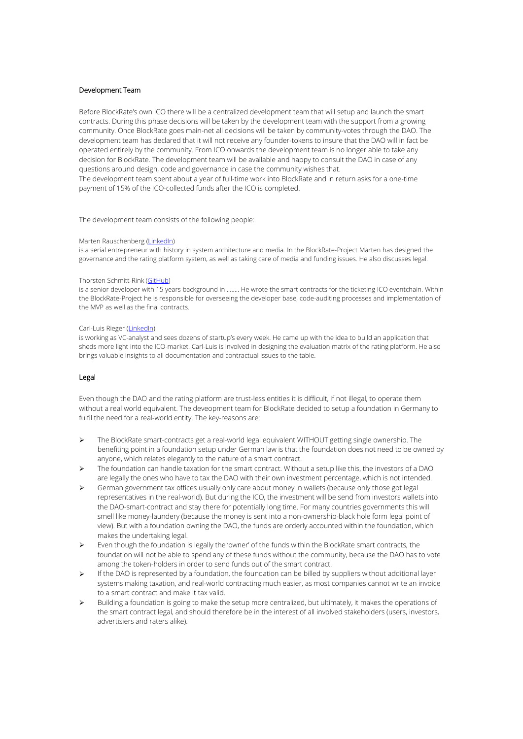## Development Team

Before BlockRate's own ICO there will be a centralized development team that will setup and launch the smart contracts. During this phase decisions will be taken by the development team with the support from a growing community. Once BlockRate goes main-net all decisions will be taken by community-votes through the DAO. The development team has declared that it will not receive any founder-tokens to insure that the DAO will in fact be operated entirely by the community. From ICO onwards the development team is no longer able to take any decision for BlockRate. The development team will be available and happy to consult the DAO in case of any questions around design, code and governance in case the community wishes that.
The development team spent about a year of full-time work into BlockRate and in return asks for a one-time payment of 15% of the ICO-collected funds after the ICO is completed.

The development team consists of the following people:

Marten Rauschenberg (LinkedIn)
is a serial entrepreneur with history in system architecture and media. In the BlockRate-Project Marten has designed the governance and the rating platform system, as well as taking care of media and funding issues. He also discusses legal.

Thorsten Schmitt-Rink (GitHub)
is a senior developer with 15 years background in …….. He wrote the smart contracts for the ticketing ICO eventchain. Within the BlockRate-Project he is responsible for overseeing the developer base, code-auditing processes and implementation of the MVP as well as the final contracts.

Carl-Luis Rieger (LinkedIn)
is working as VC-analyst and sees dozens of startup's every week. He came up with the idea to build an application that sheds more light into the ICO-market. Carl-Luis is involved in designing the evaluation matrix of the rating platform. He also brings valuable insights to all documentation and contractual issues to the table.

## Legal

Even though the DAO and the rating platform are trust-less entities it is difficult, if not illegal, to operate them without a real world equivalent. The deveopment team for BlockRate decided to setup a foundation in Germany to fulfil the need for a real-world entity. The key-reasons are:

- The BlockRate smart-contracts get a real-world legal equivalent WITHOUT getting single ownership. The benefiting point in a foundation setup under German law is that the foundation does not need to be owned by anyone, which relates elegantly to the nature of a smart contract.
- The foundation can handle taxation for the smart contract. Without a setup like this, the investors of a DAO are legally the ones who have to tax the DAO with their own investment percentage, which is not intended.
- German government tax offices usually only care about money in wallets (because only those got legal representatives in the real-world). But during the ICO, the investment will be send from investors wallets into the DAO-smart-contract and stay there for potentially long time. For many countries governments this will smell like money-laundery (because the money is sent into a non-ownership-black hole form legal point of view). But with a foundation owning the DAO, the funds are orderly accounted within the foundation, which makes the undertaking legal.
- Even though the foundation is legally the 'owner' of the funds within the BlockRate smart contracts, the foundation will not be able to spend any of these funds without the community, because the DAO has to vote among the token-holders in order to send funds out of the smart contract.
- If the DAO is represented by a foundation, the foundation can be billed by suppliers without additional layer systems making taxation, and real-world contracting much easier, as most companies cannot write an invoice to a smart contract and make it tax valid.
- Building a foundation is going to make the setup more centralized, but ultimately, it makes the operations of the smart contract legal, and should therefore be in the interest of all involved stakeholders (users, investors, advertisiers and raters alike).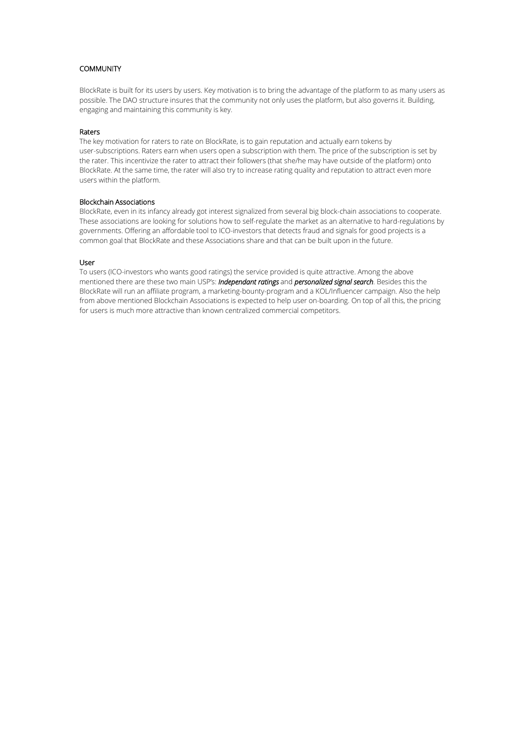## COMMUNITY

BlockRate is built for its users by users. Key motivation is to bring the advantage of the platform to as many users as possible. The DAO structure insures that the community not only uses the platform, but also governs it. Building, engaging and maintaining this community is key.

### Raters

The key motivation for raters to rate on BlockRate, is to gain reputation and actually earn tokens by user-subscriptions. Raters earn when users open a subscription with them. The price of the subscription is set by the rater. This incentivize the rater to attract their followers (that she/he may have outside of the platform) onto BlockRate. At the same time, the rater will also try to increase rating quality and reputation to attract even more users within the platform.

### Blockchain Associations

BlockRate, even in its infancy already got interest signalized from several big block-chain associations to cooperate. These associations are looking for solutions how to self-regulate the market as an alternative to hard-regulations by governments. Offering an affordable tool to ICO-investors that detects fraud and signals for good projects is a common goal that BlockRate and these Associations share and that can be built upon in the future.

### User

To users (ICO-investors who wants good ratings) the service provided is quite attractive. Among the above mentioned there are these two main USP's: ***Independant ratings*** and ***personalized signal search***. Besides this the BlockRate will run an affiliate program, a marketing-bounty-program and a KOL/Influencer campaign. Also the help from above mentioned Blockchain Associations is expected to help user on-boarding. On top of all this, the pricing for users is much more attractive than known centralized commercial competitors.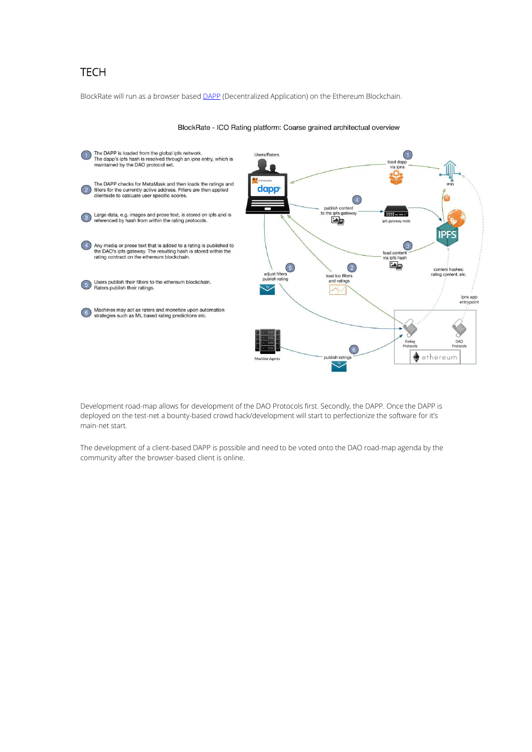# TECH

BlockRate will run as a browser based DAPP (Decentralized Application) on the Ethereum Blockchain.

BlockRate - ICO Rating platform: Coarse grained architectual overview

1. The DAPP is loaded from the global ipfs network. The dapp's ipfs hash is resolved through an ipns entry, which is maintained by the DAO protocol set.
2. The DAPP checks for MetaMask and then loads the ratings and filters for the currently active address. Filters are then applied clientside to calcuate user specific scores.
3. Large data, e.g. images and prose text, is stored on ipfs and is referenced by hash from within the rating protocols.
4. Any media or prose text that is added to a rating is published to the DAO's ipfs gateway. The resulting hash is stored within the rating contract on the ethereum blockchain.
5. Users publish their filters to the ethereum blockchain. Raters publish their ratings.
6. Machines may act as raters and monetize upon automation strategies such as ML based rating predictions etc.

Users/Raters

dapp

load dapp via ipns

IPNS

publish content to the ipfs gateway

ipfs gateway node

IPFS

load content via ipfs hash

content hashes: rating content, etc.

adjust filters publish rating

load ico filters and ratings

ipns app entrypoint

Rating Protocols

DAO Protocols

ethereum

Machine Agents

publish ratings

Development road-map allows for development of the DAO Protocols first. Secondly, the DAPP. Once the DAPP is deployed on the test-net a bounty-based crowd hack/development will start to perfectionize the software for it's main-net start.

The development of a client-based DAPP is possible and need to be voted onto the DAO road-map agenda by the community after the browser-based client is online.